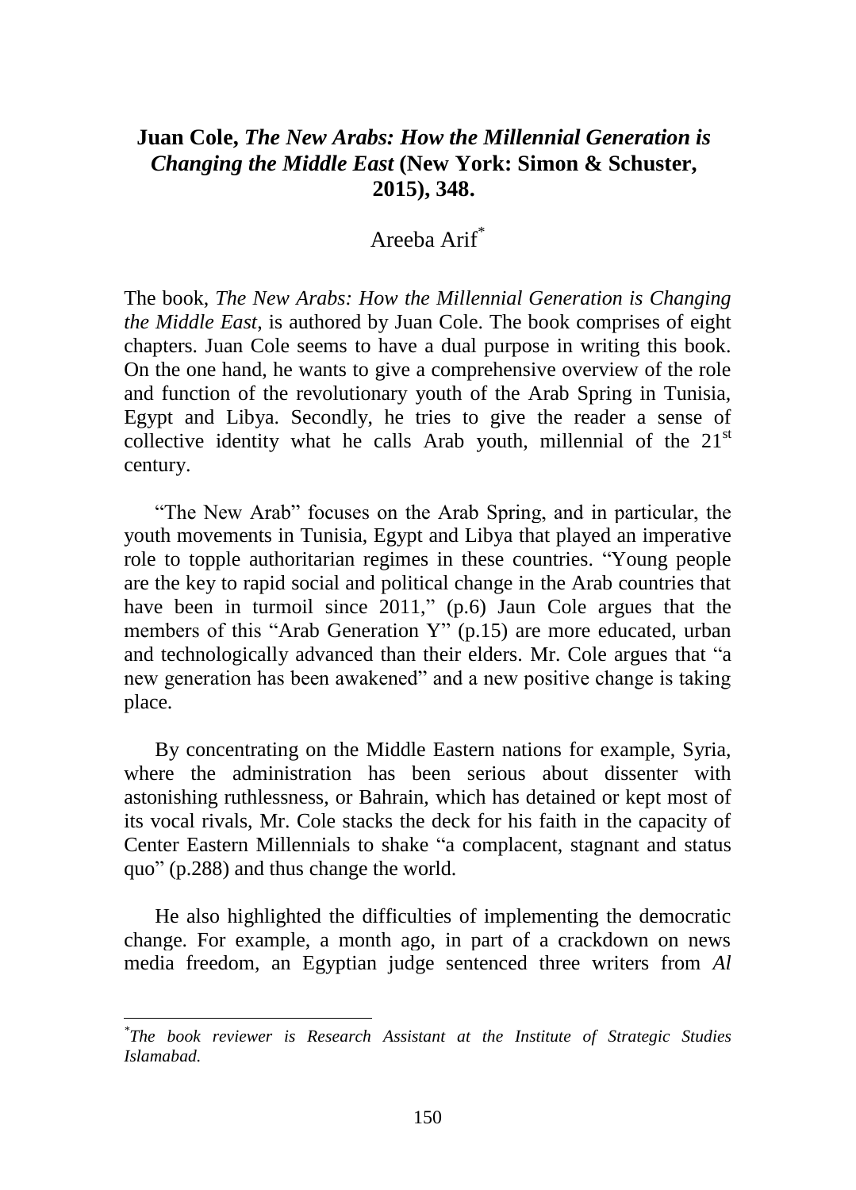# **Juan Cole, *The New Arabs: How the Millennial Generation is Changing the Middle East* (New York: Simon & Schuster, 2015), 348.**

Areeba Arif[*]

The book, *The New Arabs: How the Millennial Generation is Changing the Middle East*, is authored by Juan Cole. The book comprises of eight chapters. Juan Cole seems to have a dual purpose in writing this book. On the one hand, he wants to give a comprehensive overview of the role and function of the revolutionary youth of the Arab Spring in Tunisia, Egypt and Libya. Secondly, he tries to give the reader a sense of collective identity what he calls Arab youth, millennial of the 21[st] century.

"The New Arab" focuses on the Arab Spring, and in particular, the youth movements in Tunisia, Egypt and Libya that played an imperative role to topple authoritarian regimes in these countries. "Young people are the key to rapid social and political change in the Arab countries that have been in turmoil since 2011," (p.6) Jaun Cole argues that the members of this "Arab Generation Y" (p.15) are more educated, urban and technologically advanced than their elders. Mr. Cole argues that "a new generation has been awakened" and a new positive change is taking place.

By concentrating on the Middle Eastern nations for example, Syria, where the administration has been serious about dissenter with astonishing ruthlessness, or Bahrain, which has detained or kept most of its vocal rivals, Mr. Cole stacks the deck for his faith in the capacity of Center Eastern Millennials to shake "a complacent, stagnant and status quo" (p.288) and thus change the world.

He also highlighted the difficulties of implementing the democratic change. For example, a month ago, in part of a crackdown on news media freedom, an Egyptian judge sentenced three writers from *Al*

---

[*] *The book reviewer is Research Assistant at the Institute of Strategic Studies Islamabad.*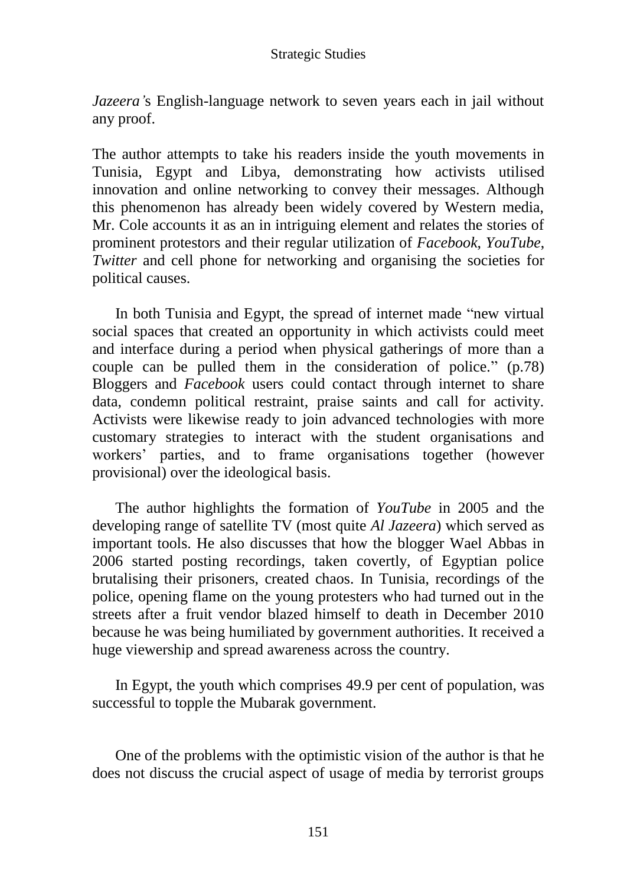*Jazeera's* English-language network to seven years each in jail without any proof.

The author attempts to take his readers inside the youth movements in Tunisia, Egypt and Libya, demonstrating how activists utilised innovation and online networking to convey their messages. Although this phenomenon has already been widely covered by Western media, Mr. Cole accounts it as an in intriguing element and relates the stories of prominent protestors and their regular utilization of *Facebook*, *YouTube*, *Twitter* and cell phone for networking and organising the societies for political causes.

In both Tunisia and Egypt, the spread of internet made "new virtual social spaces that created an opportunity in which activists could meet and interface during a period when physical gatherings of more than a couple can be pulled them in the consideration of police." (p.78) Bloggers and *Facebook* users could contact through internet to share data, condemn political restraint, praise saints and call for activity. Activists were likewise ready to join advanced technologies with more customary strategies to interact with the student organisations and workers' parties, and to frame organisations together (however provisional) over the ideological basis.

The author highlights the formation of *YouTube* in 2005 and the developing range of satellite TV (most quite *Al Jazeera*) which served as important tools. He also discusses that how the blogger Wael Abbas in 2006 started posting recordings, taken covertly, of Egyptian police brutalising their prisoners, created chaos. In Tunisia, recordings of the police, opening flame on the young protesters who had turned out in the streets after a fruit vendor blazed himself to death in December 2010 because he was being humiliated by government authorities. It received a huge viewership and spread awareness across the country.

In Egypt, the youth which comprises 49.9 per cent of population, was successful to topple the Mubarak government.

One of the problems with the optimistic vision of the author is that he does not discuss the crucial aspect of usage of media by terrorist groups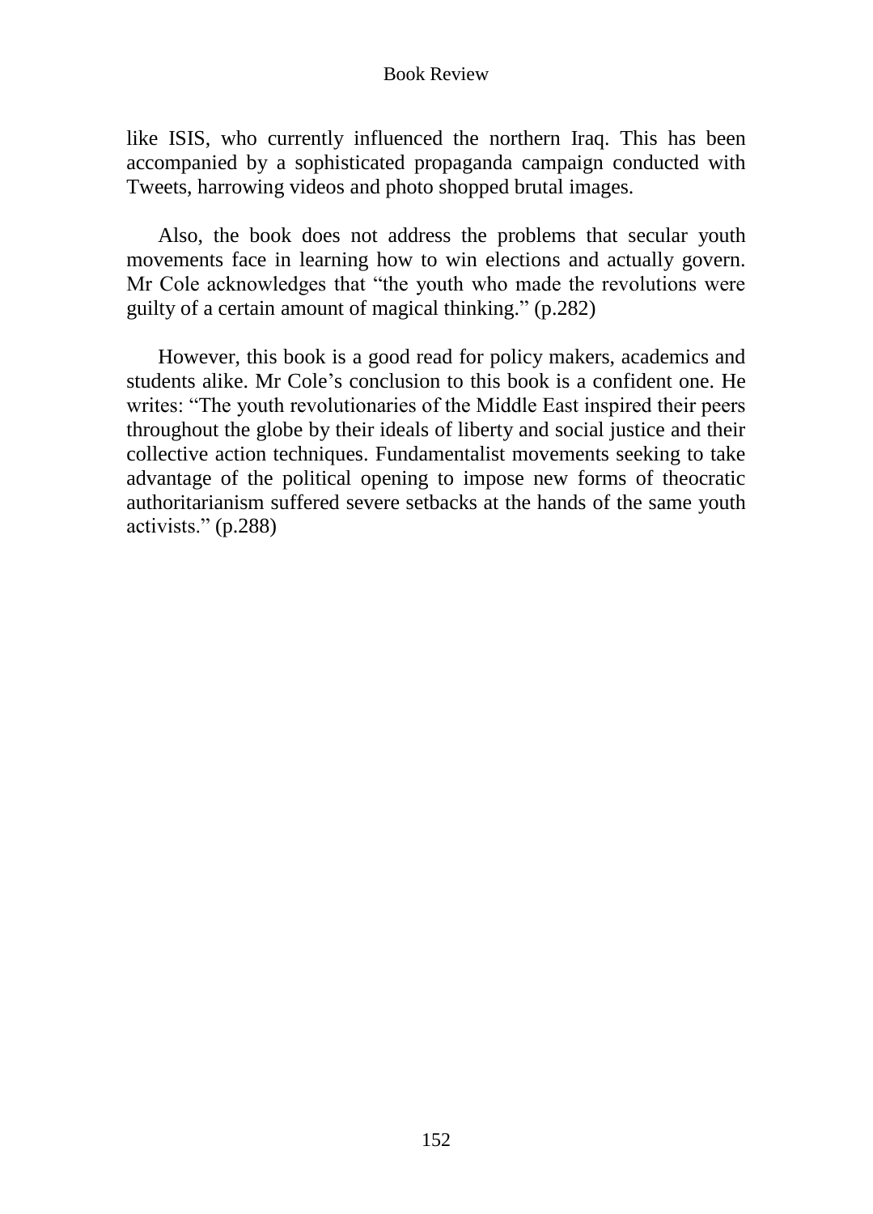like ISIS, who currently influenced the northern Iraq. This has been accompanied by a sophisticated propaganda campaign conducted with Tweets, harrowing videos and photo shopped brutal images.

Also, the book does not address the problems that secular youth movements face in learning how to win elections and actually govern. Mr Cole acknowledges that "the youth who made the revolutions were guilty of a certain amount of magical thinking." (p.282)

However, this book is a good read for policy makers, academics and students alike. Mr Cole's conclusion to this book is a confident one. He writes: "The youth revolutionaries of the Middle East inspired their peers throughout the globe by their ideals of liberty and social justice and their collective action techniques. Fundamentalist movements seeking to take advantage of the political opening to impose new forms of theocratic authoritarianism suffered severe setbacks at the hands of the same youth activists." (p.288)